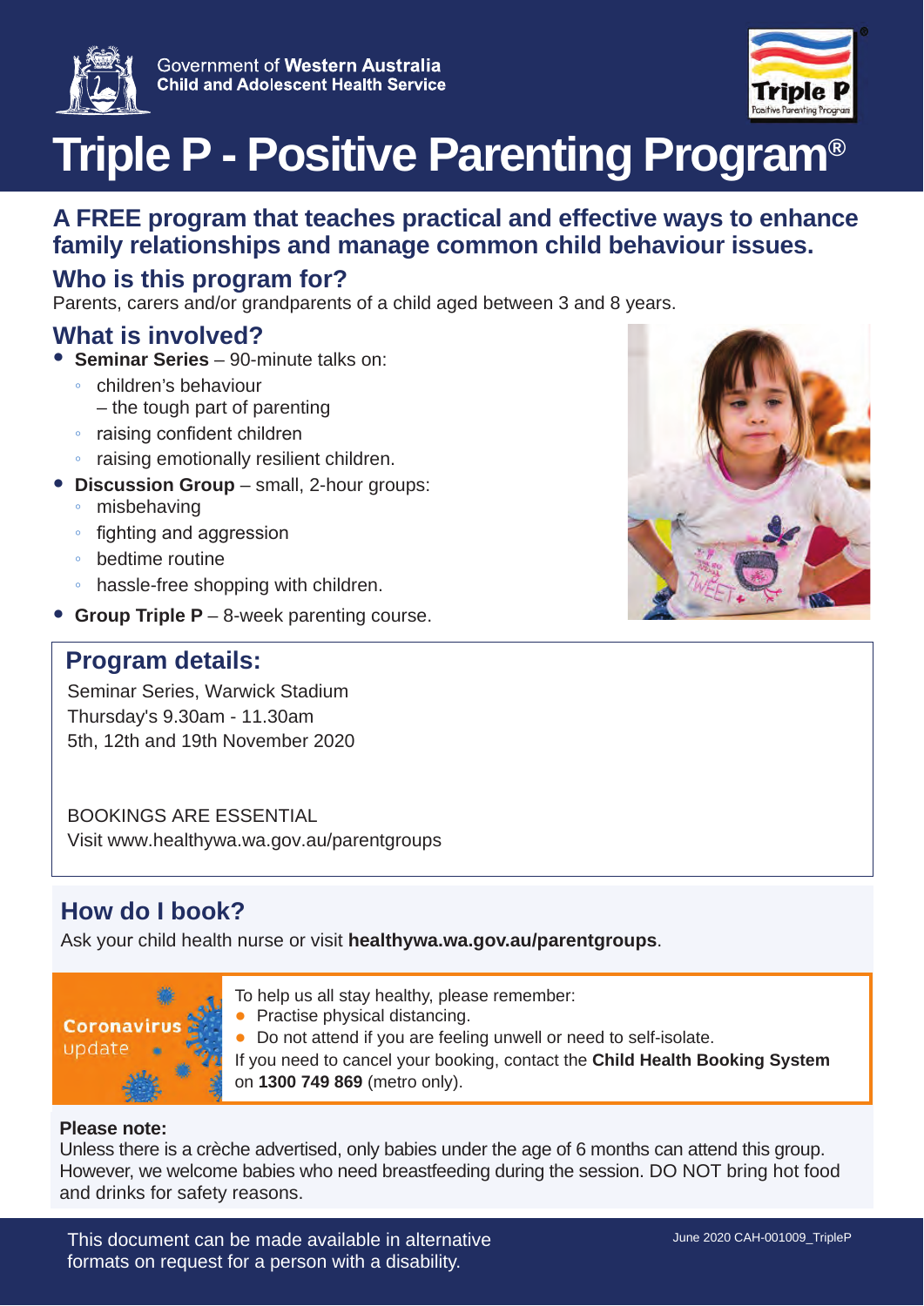Government of **Western Australia**
**Child and Adolescent Health Service**

# Triple P - Positive Parenting Program®

## A FREE program that teaches practical and effective ways to enhance family relationships and manage common child behaviour issues.

### Who is this program for?

Parents, carers and/or grandparents of a child aged between 3 and 8 years.

### What is involved?

- **Seminar Series** – 90-minute talks on:
  - children's behaviour – the tough part of parenting
  - raising confident children
  - raising emotionally resilient children.
- **Discussion Group** – small, 2-hour groups:
  - misbehaving
  - fighting and aggression
  - bedtime routine
  - hassle-free shopping with children.
- **Group Triple P** – 8-week parenting course.

### Program details:

Seminar Series, Warwick Stadium
Thursday's 9.30am - 11.30am
5th, 12th and 19th November 2020

BOOKINGS ARE ESSENTIAL
Visit www.healthywa.wa.gov.au/parentgroups

### How do I book?

Ask your child health nurse or visit **healthywa.wa.gov.au/parentgroups**.

**Coronavirus update**

To help us all stay healthy, please remember:

- Practise physical distancing.
- Do not attend if you are feeling unwell or need to self-isolate.

If you need to cancel your booking, contact the **Child Health Booking System** on **1300 749 869** (metro only).

**Please note:**
Unless there is a crèche advertised, only babies under the age of 6 months can attend this group. However, we welcome babies who need breastfeeding during the session. DO NOT bring hot food and drinks for safety reasons.

This document can be made available in alternative formats on request for a person with a disability.

June 2020 CAH-001009_TripleP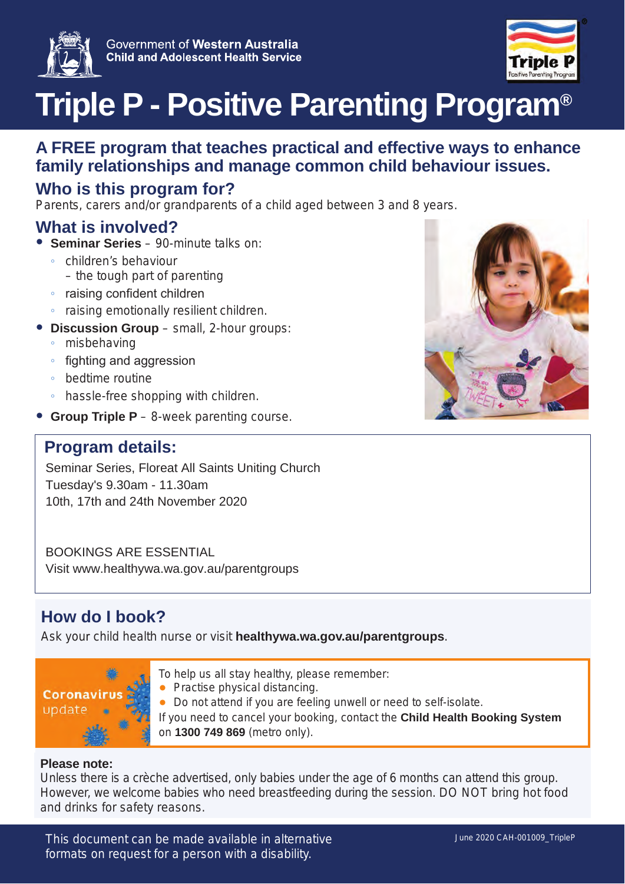Government of **Western Australia**
**Child and Adolescent Health Service**

# Triple P - Positive Parenting Program®

## A FREE program that teaches practical and effective ways to enhance family relationships and manage common child behaviour issues.

## Who is this program for?

Parents, carers and/or grandparents of a child aged between 3 and 8 years.

## What is involved?

- **Seminar Series** – 90-minute talks on:
  - children's behaviour – the tough part of parenting
  - raising confident children
  - raising emotionally resilient children.
- **Discussion Group** – small, 2-hour groups:
  - misbehaving
  - fighting and aggression
  - bedtime routine
  - hassle-free shopping with children.
- **Group Triple P** – 8-week parenting course.

## Program details:

Seminar Series, Floreat All Saints Uniting Church
Tuesday's 9.30am - 11.30am
10th, 17th and 24th November 2020

BOOKINGS ARE ESSENTIAL
Visit www.healthywa.wa.gov.au/parentgroups

## How do I book?

Ask your child health nurse or visit **healthywa.wa.gov.au/parentgroups**.

**Coronavirus update**

To help us all stay healthy, please remember:

- Practise physical distancing.
- Do not attend if you are feeling unwell or need to self-isolate.

If you need to cancel your booking, contact the **Child Health Booking System** on **1300 749 869** (metro only).

**Please note:**
Unless there is a crèche advertised, only babies under the age of 6 months can attend this group. However, we welcome babies who need breastfeeding during the session. DO NOT bring hot food and drinks for safety reasons.

This document can be made available in alternative formats on request for a person with a disability.

June 2020 CAH-001009_TripleP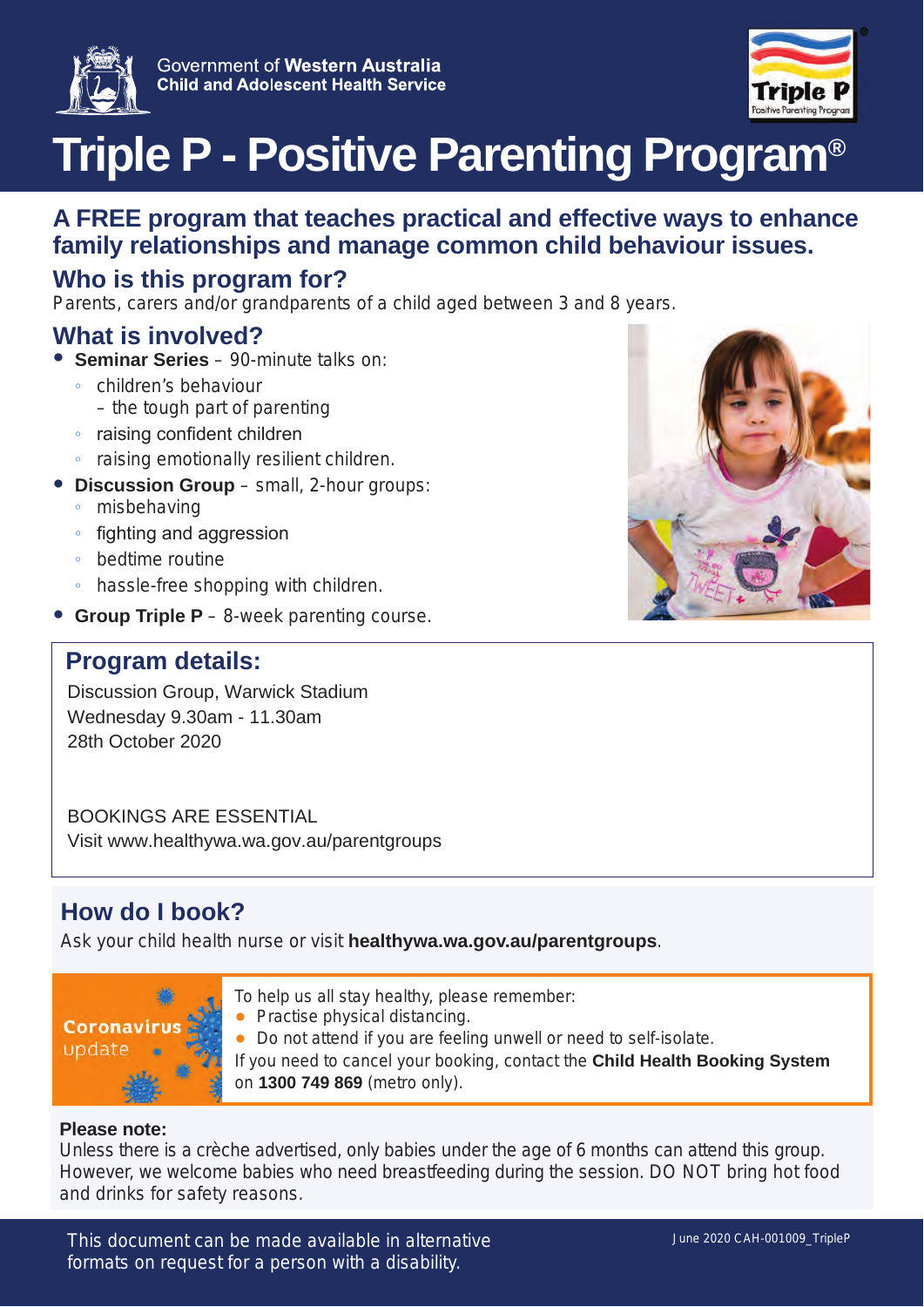Government of **Western Australia**
**Child and Adolescent Health Service**

# Triple P - Positive Parenting Program®

## A FREE program that teaches practical and effective ways to enhance family relationships and manage common child behaviour issues.

## Who is this program for?

Parents, carers and/or grandparents of a child aged between 3 and 8 years.

## What is involved?

- **Seminar Series** – 90-minute talks on:
  - children's behaviour – the tough part of parenting
  - raising confident children
  - raising emotionally resilient children.
- **Discussion Group** – small, 2-hour groups:
  - misbehaving
  - fighting and aggression
  - bedtime routine
  - hassle-free shopping with children.
- **Group Triple P** – 8-week parenting course.

## Program details:

Discussion Group, Warwick Stadium
Wednesday 9.30am - 11.30am
28th October 2020

BOOKINGS ARE ESSENTIAL
Visit www.healthywa.wa.gov.au/parentgroups

## How do I book?

Ask your child health nurse or visit **healthywa.wa.gov.au/parentgroups**.

**Coronavirus update**

To help us all stay healthy, please remember:

- Practise physical distancing.
- Do not attend if you are feeling unwell or need to self-isolate.

If you need to cancel your booking, contact the **Child Health Booking System** on **1300 749 869** (metro only).

**Please note:**
Unless there is a crèche advertised, only babies under the age of 6 months can attend this group. However, we welcome babies who need breastfeeding during the session. DO NOT bring hot food and drinks for safety reasons.

This document can be made available in alternative formats on request for a person with a disability.

June 2020 CAH-001009_TripleP